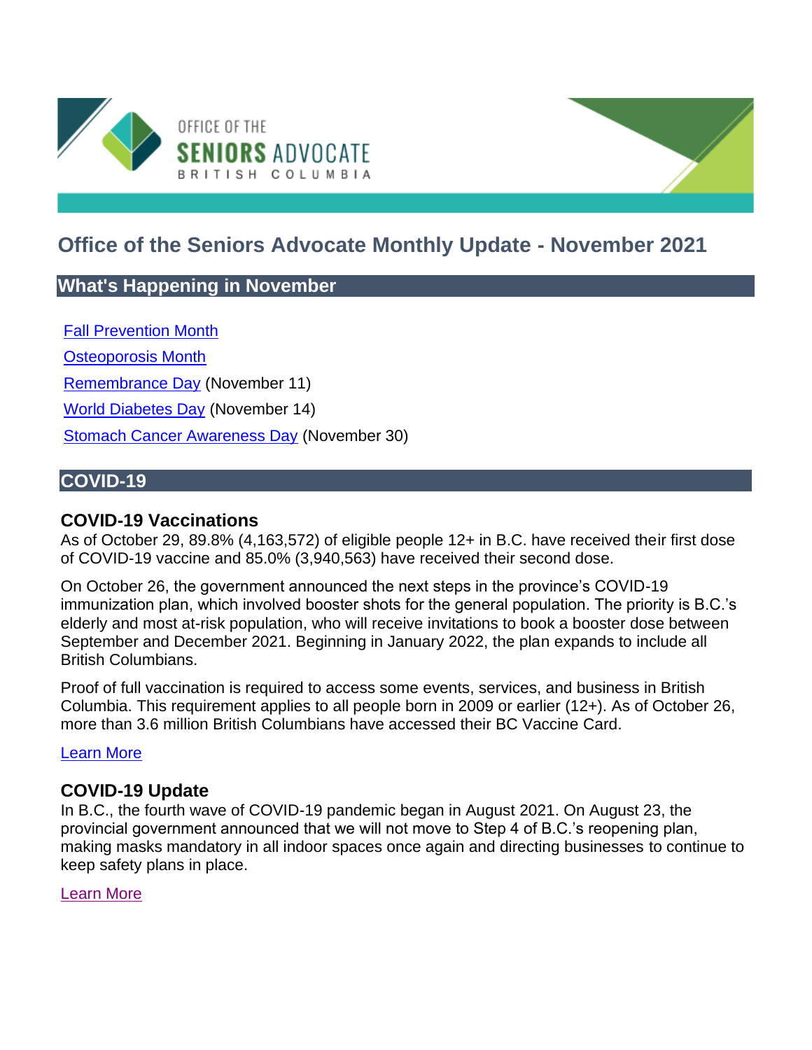# Office of the Seniors Advocate Monthly Update - November 2021

## What's Happening in November

Fall Prevention Month

Osteoporosis Month

Remembrance Day (November 11)

World Diabetes Day (November 14)

Stomach Cancer Awareness Day (November 30)

## COVID-19

### COVID-19 Vaccinations

As of October 29, 89.8% (4,163,572) of eligible people 12+ in B.C. have received their first dose of COVID-19 vaccine and 85.0% (3,940,563) have received their second dose.

On October 26, the government announced the next steps in the province's COVID-19 immunization plan, which involved booster shots for the general population. The priority is B.C.'s elderly and most at-risk population, who will receive invitations to book a booster dose between September and December 2021. Beginning in January 2022, the plan expands to include all British Columbians.

Proof of full vaccination is required to access some events, services, and business in British Columbia. This requirement applies to all people born in 2009 or earlier (12+). As of October 26, more than 3.6 million British Columbians have accessed their BC Vaccine Card.

Learn More

### COVID-19 Update

In B.C., the fourth wave of COVID-19 pandemic began in August 2021. On August 23, the provincial government announced that we will not move to Step 4 of B.C.'s reopening plan, making masks mandatory in all indoor spaces once again and directing businesses to continue to keep safety plans in place.

Learn More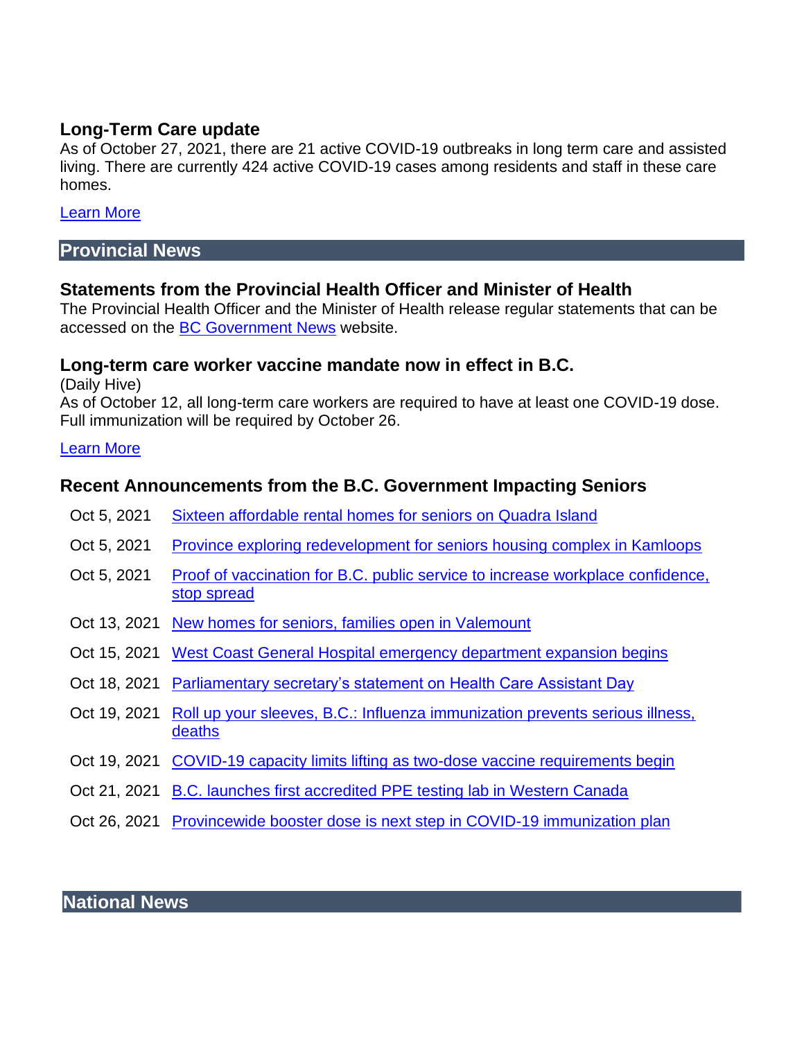### Long-Term Care update

As of October 27, 2021, there are 21 active COVID-19 outbreaks in long term care and assisted living. There are currently 424 active COVID-19 cases among residents and staff in these care homes.

Learn More

## Provincial News

### Statements from the Provincial Health Officer and Minister of Health

The Provincial Health Officer and the Minister of Health release regular statements that can be accessed on the BC Government News website.

### Long-term care worker vaccine mandate now in effect in B.C.

(Daily Hive)

As of October 12, all long-term care workers are required to have at least one COVID-19 dose. Full immunization will be required by October 26.

Learn More

### Recent Announcements from the B.C. Government Impacting Seniors

| | |
|---|---|
| Oct 5, 2021 | Sixteen affordable rental homes for seniors on Quadra Island |
| Oct 5, 2021 | Province exploring redevelopment for seniors housing complex in Kamloops |
| Oct 5, 2021 | Proof of vaccination for B.C. public service to increase workplace confidence, stop spread |
| Oct 13, 2021 | New homes for seniors, families open in Valemount |
| Oct 15, 2021 | West Coast General Hospital emergency department expansion begins |
| Oct 18, 2021 | Parliamentary secretary's statement on Health Care Assistant Day |
| Oct 19, 2021 | Roll up your sleeves, B.C.: Influenza immunization prevents serious illness, deaths |
| Oct 19, 2021 | COVID-19 capacity limits lifting as two-dose vaccine requirements begin |
| Oct 21, 2021 | B.C. launches first accredited PPE testing lab in Western Canada |
| Oct 26, 2021 | Provincewide booster dose is next step in COVID-19 immunization plan |

## National News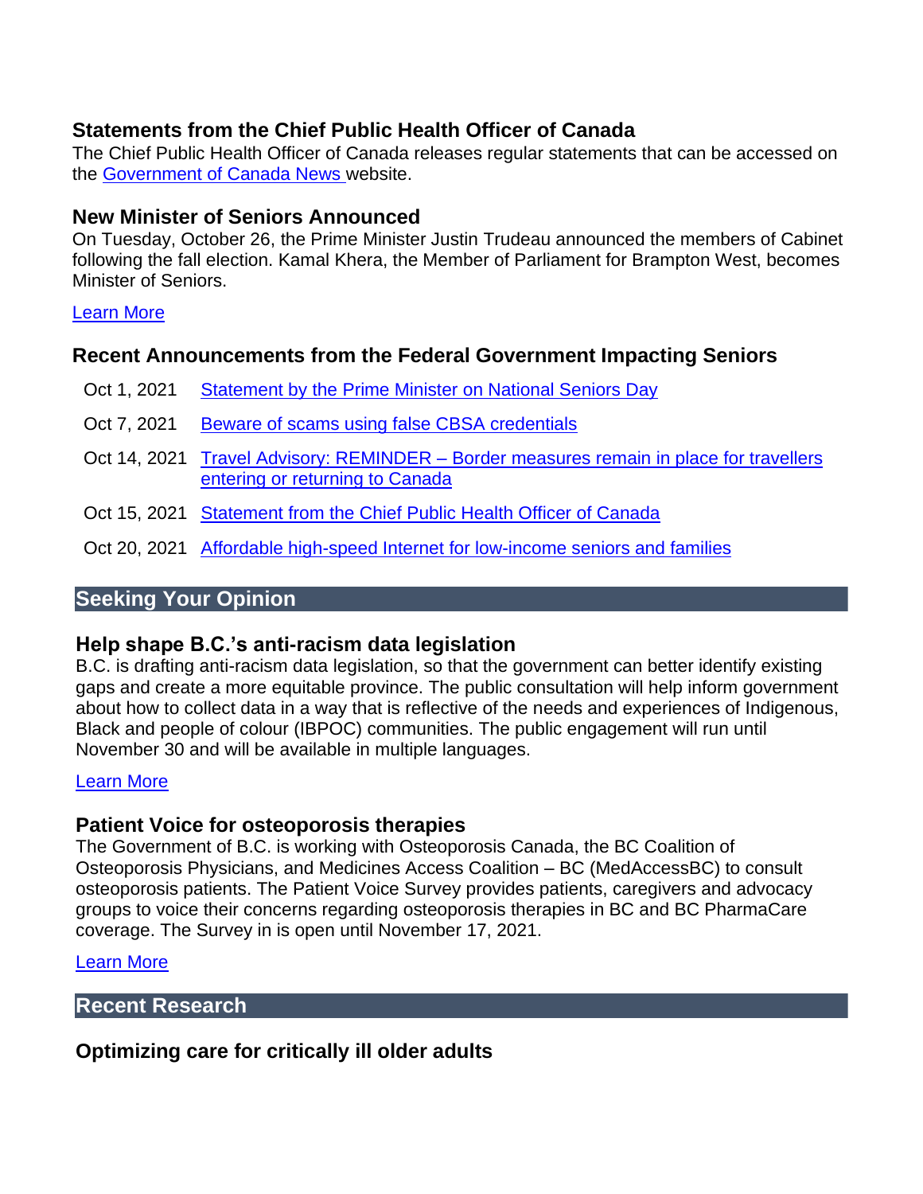### Statements from the Chief Public Health Officer of Canada

The Chief Public Health Officer of Canada releases regular statements that can be accessed on the Government of Canada News website.

### New Minister of Seniors Announced

On Tuesday, October 26, the Prime Minister Justin Trudeau announced the members of Cabinet following the fall election. Kamal Khera, the Member of Parliament for Brampton West, becomes Minister of Seniors.

Learn More

### Recent Announcements from the Federal Government Impacting Seniors

| | |
|---|---|
| Oct 1, 2021 | Statement by the Prime Minister on National Seniors Day |
| Oct 7, 2021 | Beware of scams using false CBSA credentials |
| Oct 14, 2021 | Travel Advisory: REMINDER – Border measures remain in place for travellers entering or returning to Canada |
| Oct 15, 2021 | Statement from the Chief Public Health Officer of Canada |
| Oct 20, 2021 | Affordable high-speed Internet for low-income seniors and families |

## Seeking Your Opinion

### Help shape B.C.'s anti-racism data legislation

B.C. is drafting anti-racism data legislation, so that the government can better identify existing gaps and create a more equitable province. The public consultation will help inform government about how to collect data in a way that is reflective of the needs and experiences of Indigenous, Black and people of colour (IBPOC) communities. The public engagement will run until November 30 and will be available in multiple languages.

Learn More

### Patient Voice for osteoporosis therapies

The Government of B.C. is working with Osteoporosis Canada, the BC Coalition of Osteoporosis Physicians, and Medicines Access Coalition – BC (MedAccessBC) to consult osteoporosis patients. The Patient Voice Survey provides patients, caregivers and advocacy groups to voice their concerns regarding osteoporosis therapies in BC and BC PharmaCare coverage. The Survey in is open until November 17, 2021.

Learn More

## Recent Research

### Optimizing care for critically ill older adults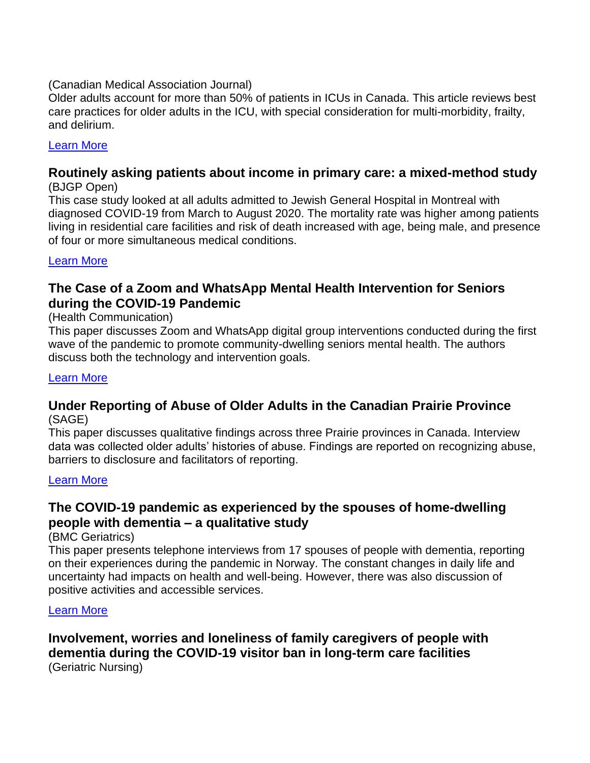(Canadian Medical Association Journal)
Older adults account for more than 50% of patients in ICUs in Canada. This article reviews best care practices for older adults in the ICU, with special consideration for multi-morbidity, frailty, and delirium.

[Learn More]

### Routinely asking patients about income in primary care: a mixed-method study

(BJGP Open)
This case study looked at all adults admitted to Jewish General Hospital in Montreal with diagnosed COVID-19 from March to August 2020. The mortality rate was higher among patients living in residential care facilities and risk of death increased with age, being male, and presence of four or more simultaneous medical conditions.

[Learn More]

### The Case of a Zoom and WhatsApp Mental Health Intervention for Seniors during the COVID-19 Pandemic

(Health Communication)
This paper discusses Zoom and WhatsApp digital group interventions conducted during the first wave of the pandemic to promote community-dwelling seniors mental health. The authors discuss both the technology and intervention goals.

[Learn More]

### Under Reporting of Abuse of Older Adults in the Canadian Prairie Province

(SAGE)
This paper discusses qualitative findings across three Prairie provinces in Canada. Interview data was collected older adults' histories of abuse. Findings are reported on recognizing abuse, barriers to disclosure and facilitators of reporting.

[Learn More]

### The COVID-19 pandemic as experienced by the spouses of home-dwelling people with dementia – a qualitative study

(BMC Geriatrics)
This paper presents telephone interviews from 17 spouses of people with dementia, reporting on their experiences during the pandemic in Norway. The constant changes in daily life and uncertainty had impacts on health and well-being. However, there was also discussion of positive activities and accessible services.

[Learn More]

### Involvement, worries and loneliness of family caregivers of people with dementia during the COVID-19 visitor ban in long-term care facilities

(Geriatric Nursing)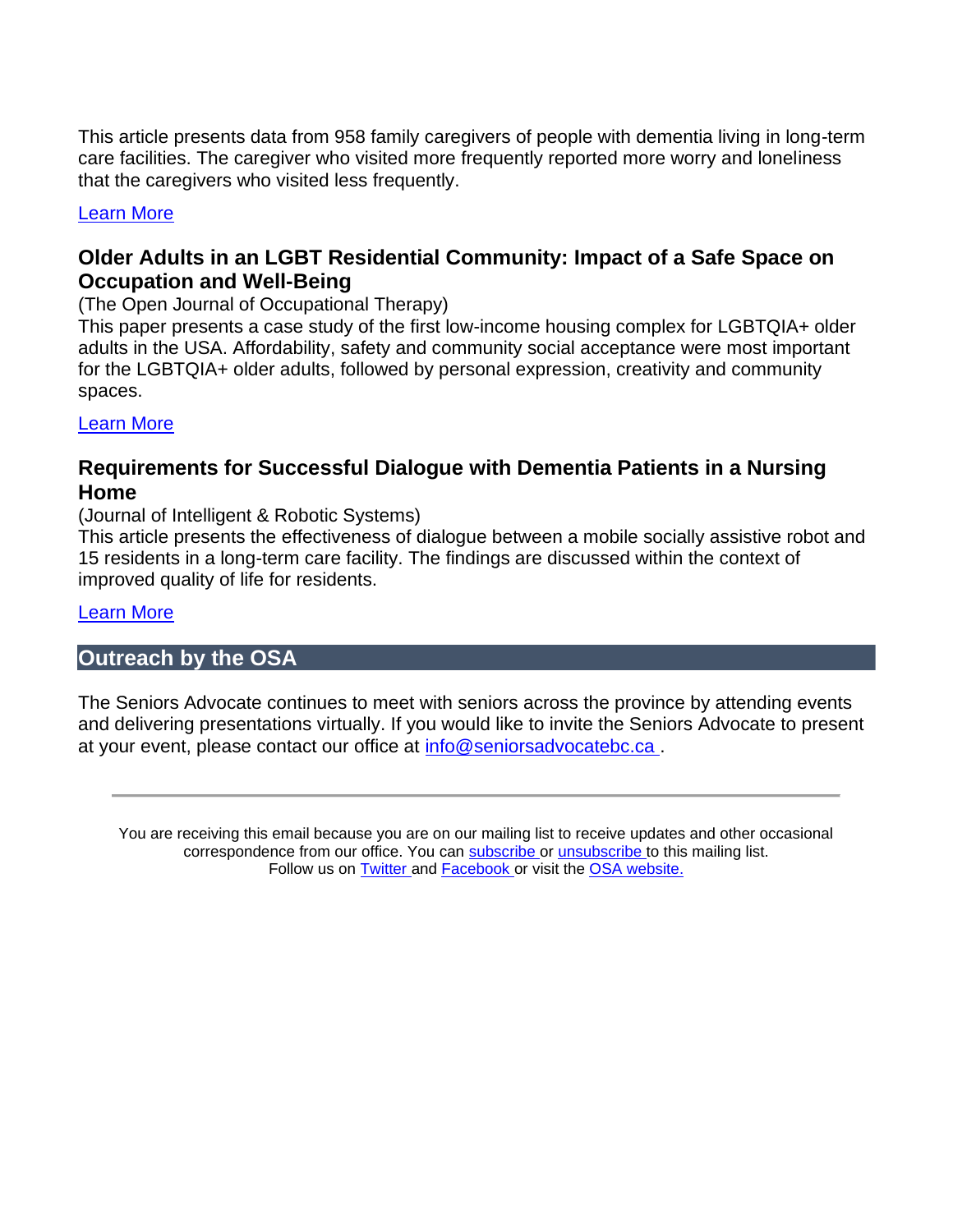This article presents data from 958 family caregivers of people with dementia living in long-term care facilities. The caregiver who visited more frequently reported more worry and loneliness that the caregivers who visited less frequently.

Learn More

### Older Adults in an LGBT Residential Community: Impact of a Safe Space on Occupation and Well-Being

(The Open Journal of Occupational Therapy)
This paper presents a case study of the first low-income housing complex for LGBTQIA+ older adults in the USA. Affordability, safety and community social acceptance were most important for the LGBTQIA+ older adults, followed by personal expression, creativity and community spaces.

Learn More

### Requirements for Successful Dialogue with Dementia Patients in a Nursing Home

(Journal of Intelligent & Robotic Systems)
This article presents the effectiveness of dialogue between a mobile socially assistive robot and 15 residents in a long-term care facility. The findings are discussed within the context of improved quality of life for residents.

Learn More

## Outreach by the OSA

The Seniors Advocate continues to meet with seniors across the province by attending events and delivering presentations virtually. If you would like to invite the Seniors Advocate to present at your event, please contact our office at info@seniorsadvocatebc.ca .

---

You are receiving this email because you are on our mailing list to receive updates and other occasional correspondence from our office. You can subscribe or unsubscribe to this mailing list.
Follow us on Twitter and Facebook or visit the OSA website.